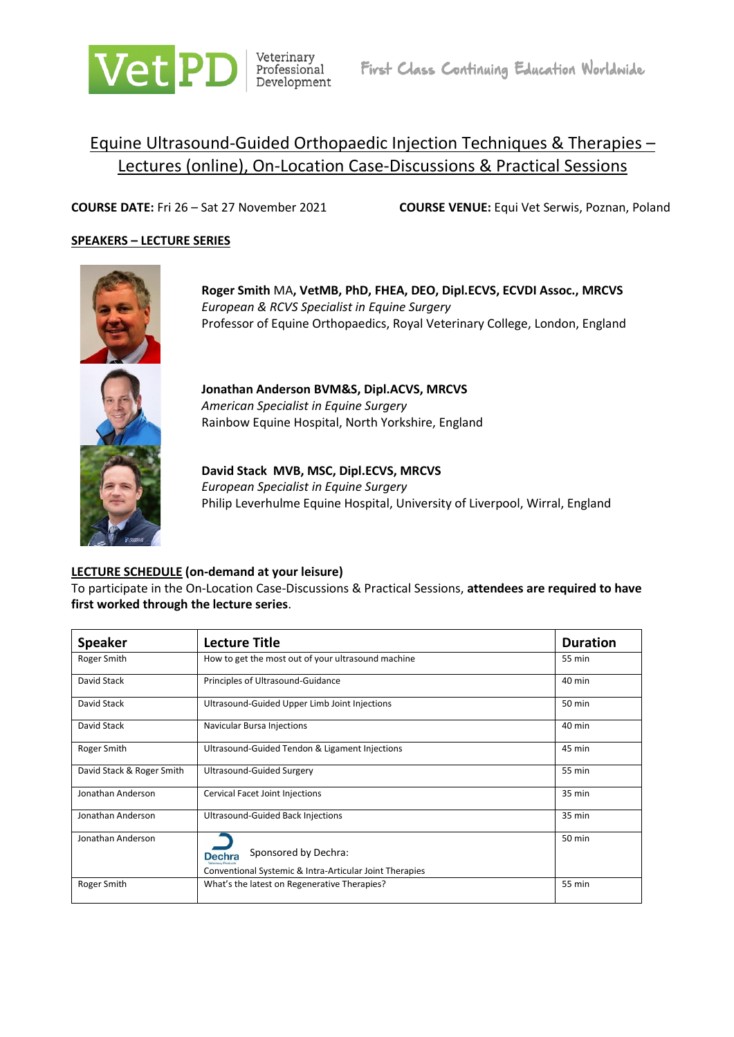VetPD Veterinary Professional Development — First Class Continuing Education Worldwide

# Equine Ultrasound-Guided Orthopaedic Injection Techniques & Therapies – Lectures (online), On-Location Case-Discussions & Practical Sessions

**COURSE DATE:** Fri 26 – Sat 27 November 2021

**COURSE VENUE:** Equi Vet Serwis, Poznan, Poland

## SPEAKERS – LECTURE SERIES

**Roger Smith** MA**, VetMB, PhD, FHEA, DEO, Dipl.ECVS, ECVDI Assoc., MRCVS**
*European & RCVS Specialist in Equine Surgery*
Professor of Equine Orthopaedics, Royal Veterinary College, London, England

**Jonathan Anderson BVM&S, Dipl.ACVS, MRCVS**
*American Specialist in Equine Surgery*
Rainbow Equine Hospital, North Yorkshire, England

**David Stack MVB, MSC, Dipl.ECVS, MRCVS**
*European Specialist in Equine Surgery*
Philip Leverhulme Equine Hospital, University of Liverpool, Wirral, England

## LECTURE SCHEDULE (on-demand at your leisure)

To participate in the On-Location Case-Discussions & Practical Sessions, **attendees are required to have first worked through the lecture series**.

| Speaker | Lecture Title | Duration |
|---|---|---|
| Roger Smith | How to get the most out of your ultrasound machine | 55 min |
| David Stack | Principles of Ultrasound-Guidance | 40 min |
| David Stack | Ultrasound-Guided Upper Limb Joint Injections | 50 min |
| David Stack | Navicular Bursa Injections | 40 min |
| Roger Smith | Ultrasound-Guided Tendon & Ligament Injections | 45 min |
| David Stack & Roger Smith | Ultrasound-Guided Surgery | 55 min |
| Jonathan Anderson | Cervical Facet Joint Injections | 35 min |
| Jonathan Anderson | Ultrasound-Guided Back Injections | 35 min |
| Jonathan Anderson | Sponsored by Dechra: Conventional Systemic & Intra-Articular Joint Therapies | 50 min |
| Roger Smith | What's the latest on Regenerative Therapies? | 55 min |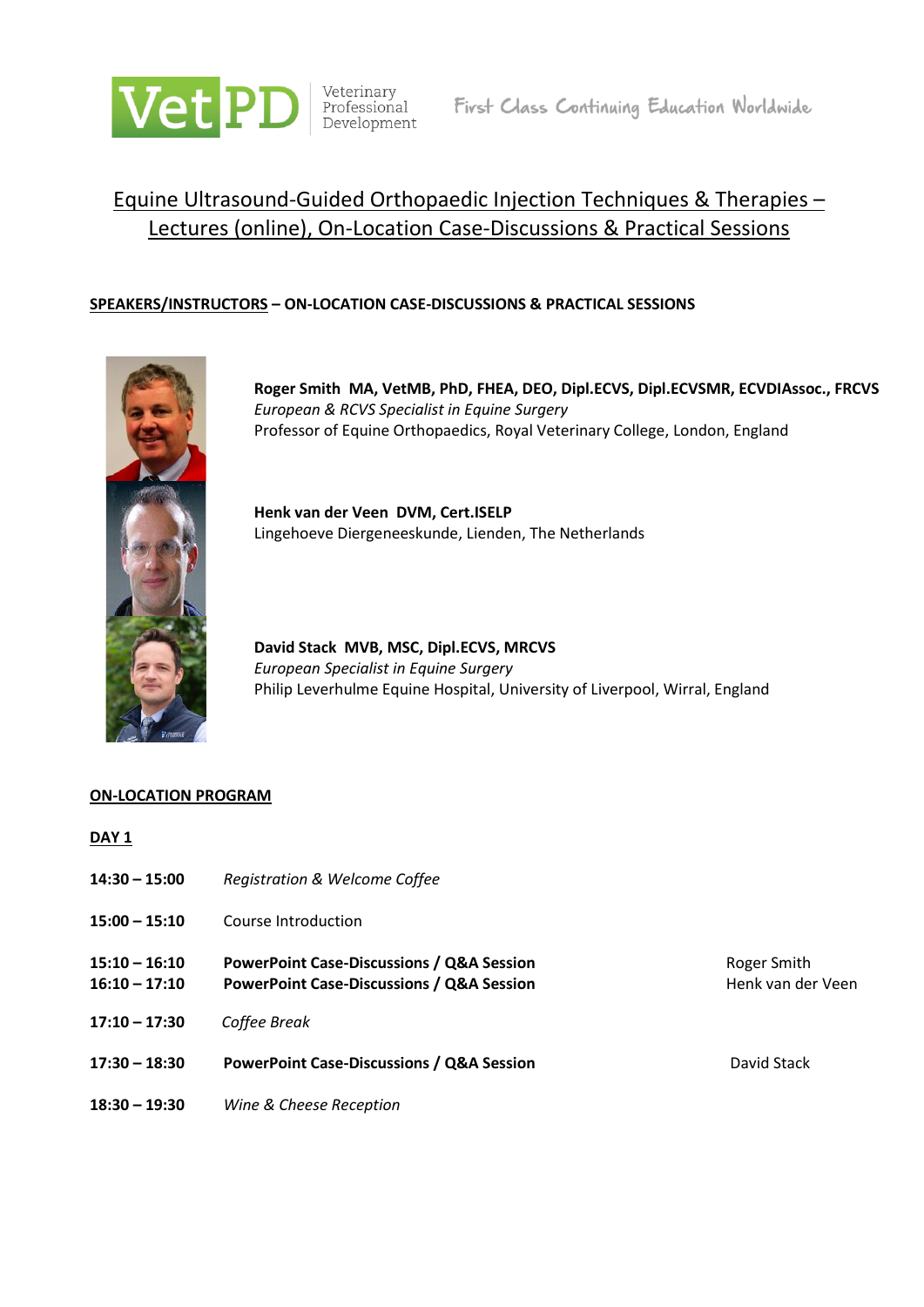Veterinary Professional Development — First Class Continuing Education Worldwide

# Equine Ultrasound-Guided Orthopaedic Injection Techniques & Therapies – Lectures (online), On-Location Case-Discussions & Practical Sessions

## SPEAKERS/INSTRUCTORS – ON-LOCATION CASE-DISCUSSIONS & PRACTICAL SESSIONS

**Roger Smith MA, VetMB, PhD, FHEA, DEO, Dipl.ECVS, Dipl.ECVSMR, ECVDIAssoc., FRCVS**
*European & RCVS Specialist in Equine Surgery*
Professor of Equine Orthopaedics, Royal Veterinary College, London, England

**Henk van der Veen DVM, Cert.ISELP**
Lingehoeve Diergeneeskunde, Lienden, The Netherlands

**David Stack MVB, MSC, Dipl.ECVS, MRCVS**
*European Specialist in Equine Surgery*
Philip Leverhulme Equine Hospital, University of Liverpool, Wirral, England

## ON-LOCATION PROGRAM

### DAY 1

| Time | Session | Speaker |
|---|---|---|
| **14:30 – 15:00** | *Registration & Welcome Coffee* | |
| **15:00 – 15:10** | Course Introduction | |
| **15:10 – 16:10** | **PowerPoint Case-Discussions / Q&A Session** | Roger Smith |
| **16:10 – 17:10** | **PowerPoint Case-Discussions / Q&A Session** | Henk van der Veen |
| **17:10 – 17:30** | *Coffee Break* | |
| **17:30 – 18:30** | **PowerPoint Case-Discussions / Q&A Session** | David Stack |
| **18:30 – 19:30** | *Wine & Cheese Reception* | |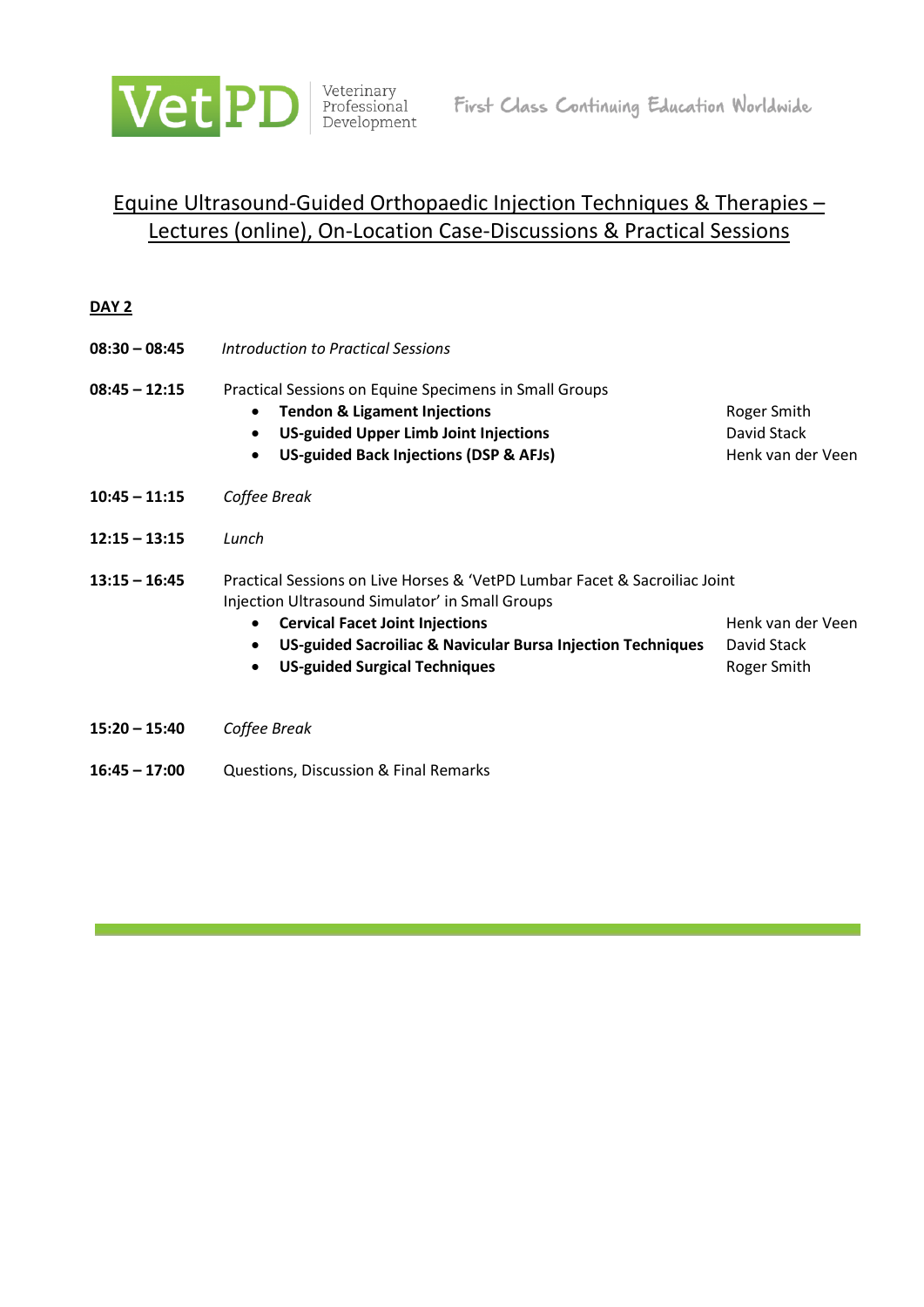VetPD Veterinary Professional Development — First Class Continuing Education Worldwide

# Equine Ultrasound-Guided Orthopaedic Injection Techniques & Therapies – Lectures (online), On-Location Case-Discussions & Practical Sessions

**DAY 2**

**08:30 – 08:45** *Introduction to Practical Sessions*

**08:45 – 12:15** Practical Sessions on Equine Specimens in Small Groups

- **Tendon & Ligament Injections** — Roger Smith
- **US-guided Upper Limb Joint Injections** — David Stack
- **US-guided Back Injections (DSP & AFJs)** — Henk van der Veen

**10:45 – 11:15** *Coffee Break*

**12:15 – 13:15** *Lunch*

**13:15 – 16:45** Practical Sessions on Live Horses & 'VetPD Lumbar Facet & Sacroiliac Joint Injection Ultrasound Simulator' in Small Groups

- **Cervical Facet Joint Injections** — Henk van der Veen
- **US-guided Sacroiliac & Navicular Bursa Injection Techniques** — David Stack
- **US-guided Surgical Techniques** — Roger Smith

**15:20 – 15:40** *Coffee Break*

**16:45 – 17:00** Questions, Discussion & Final Remarks